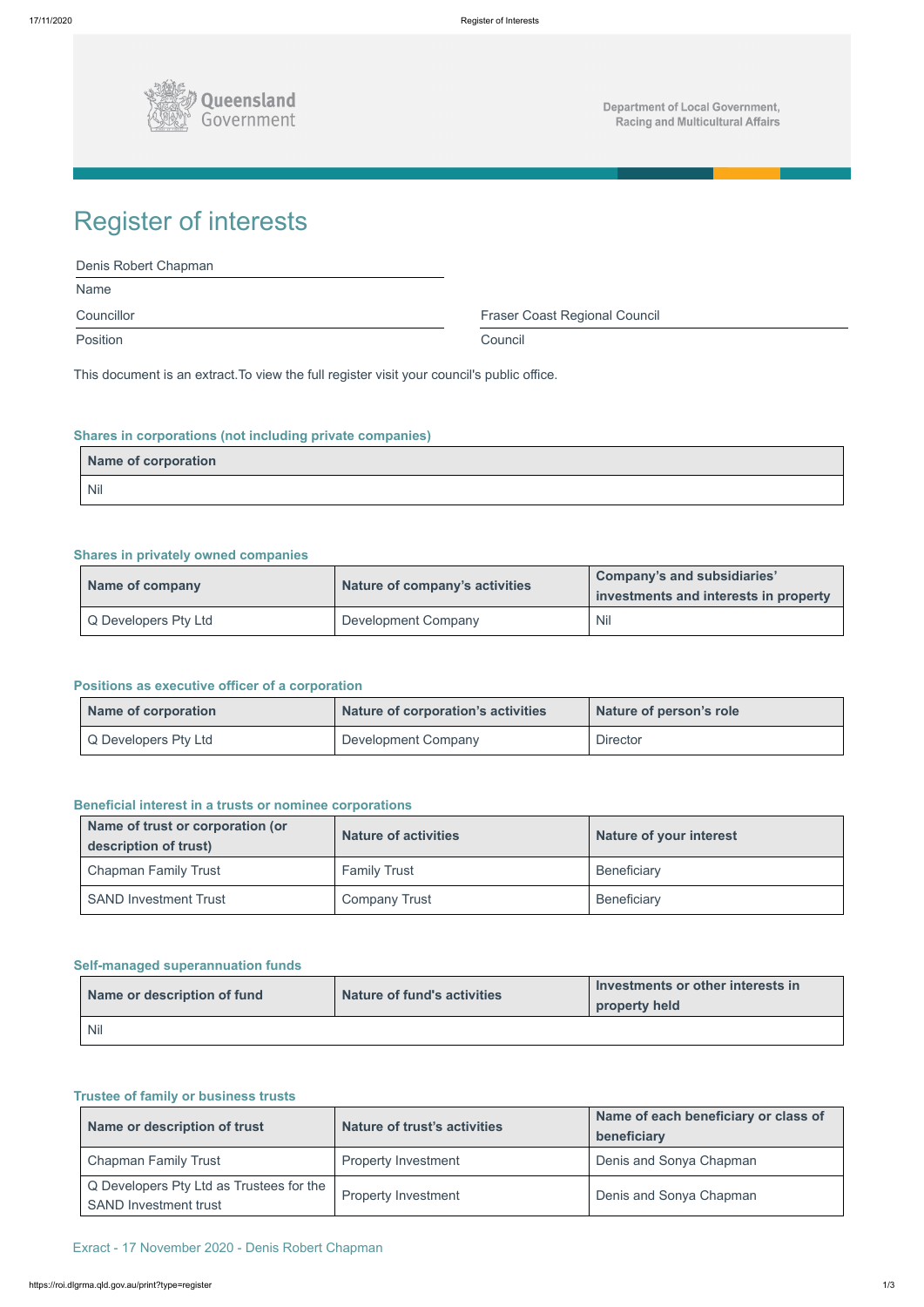Queensland Government

Department of Local Government, Racing and Multicultural Affairs

# Register of interests

| | |
|---|---|
| Denis Robert Chapman | |
| Name | |
| Councillor | Fraser Coast Regional Council |
| Position | Council |

This document is an extract.To view the full register visit your council's public office.

### Shares in corporations (not including private companies)

| Name of corporation |
|---|
| Nil |

### Shares in privately owned companies

| Name of company | Nature of company's activities | Company's and subsidiaries' investments and interests in property |
|---|---|---|
| Q Developers Pty Ltd | Development Company | Nil |

### Positions as executive officer of a corporation

| Name of corporation | Nature of corporation's activities | Nature of person's role |
|---|---|---|
| Q Developers Pty Ltd | Development Company | Director |

### Beneficial interest in a trusts or nominee corporations

| Name of trust or corporation (or description of trust) | Nature of activities | Nature of your interest |
|---|---|---|
| Chapman Family Trust | Family Trust | Beneficiary |
| SAND Investment Trust | Company Trust | Beneficiary |

### Self-managed superannuation funds

| Name or description of fund | Nature of fund's activities | Investments or other interests in property held |
|---|---|---|
| Nil | | |

### Trustee of family or business trusts

| Name or description of trust | Nature of trust's activities | Name of each beneficiary or class of beneficiary |
|---|---|---|
| Chapman Family Trust | Property Investment | Denis and Sonya Chapman |
| Q Developers Pty Ltd as Trustees for the SAND Investment trust | Property Investment | Denis and Sonya Chapman |

Exract - 17 November 2020 - Denis Robert Chapman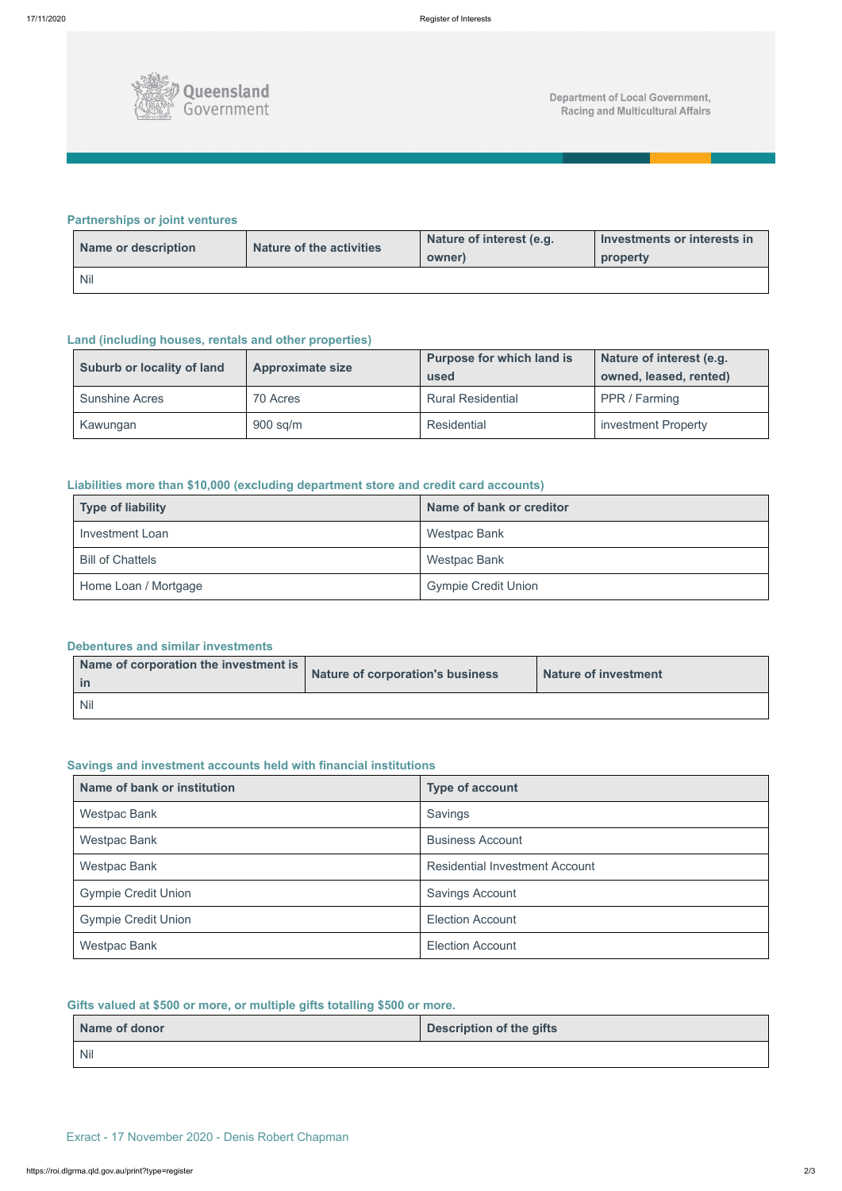## Partnerships or joint ventures

| Name or description | Nature of the activities | Nature of interest (e.g. owner) | Investments or interests in property |
|---|---|---|---|
| Nil | | | |

## Land (including houses, rentals and other properties)

| Suburb or locality of land | Approximate size | Purpose for which land is used | Nature of interest (e.g. owned, leased, rented) |
|---|---|---|---|
| Sunshine Acres | 70 Acres | Rural Residential | PPR / Farming |
| Kawungan | 900 sq/m | Residential | investment Property |

## Liabilities more than $10,000 (excluding department store and credit card accounts)

| Type of liability | Name of bank or creditor |
|---|---|
| Investment Loan | Westpac Bank |
| Bill of Chattels | Westpac Bank |
| Home Loan / Mortgage | Gympie Credit Union |

## Debentures and similar investments

| Name of corporation the investment is in | Nature of corporation's business | Nature of investment |
|---|---|---|
| Nil | | |

## Savings and investment accounts held with financial institutions

| Name of bank or institution | Type of account |
|---|---|
| Westpac Bank | Savings |
| Westpac Bank | Business Account |
| Westpac Bank | Residential Investment Account |
| Gympie Credit Union | Savings Account |
| Gympie Credit Union | Election Account |
| Westpac Bank | Election Account |

## Gifts valued at $500 or more, or multiple gifts totalling $500 or more.

| Name of donor | Description of the gifts |
|---|---|
| Nil | |

Exract - 17 November 2020 - Denis Robert Chapman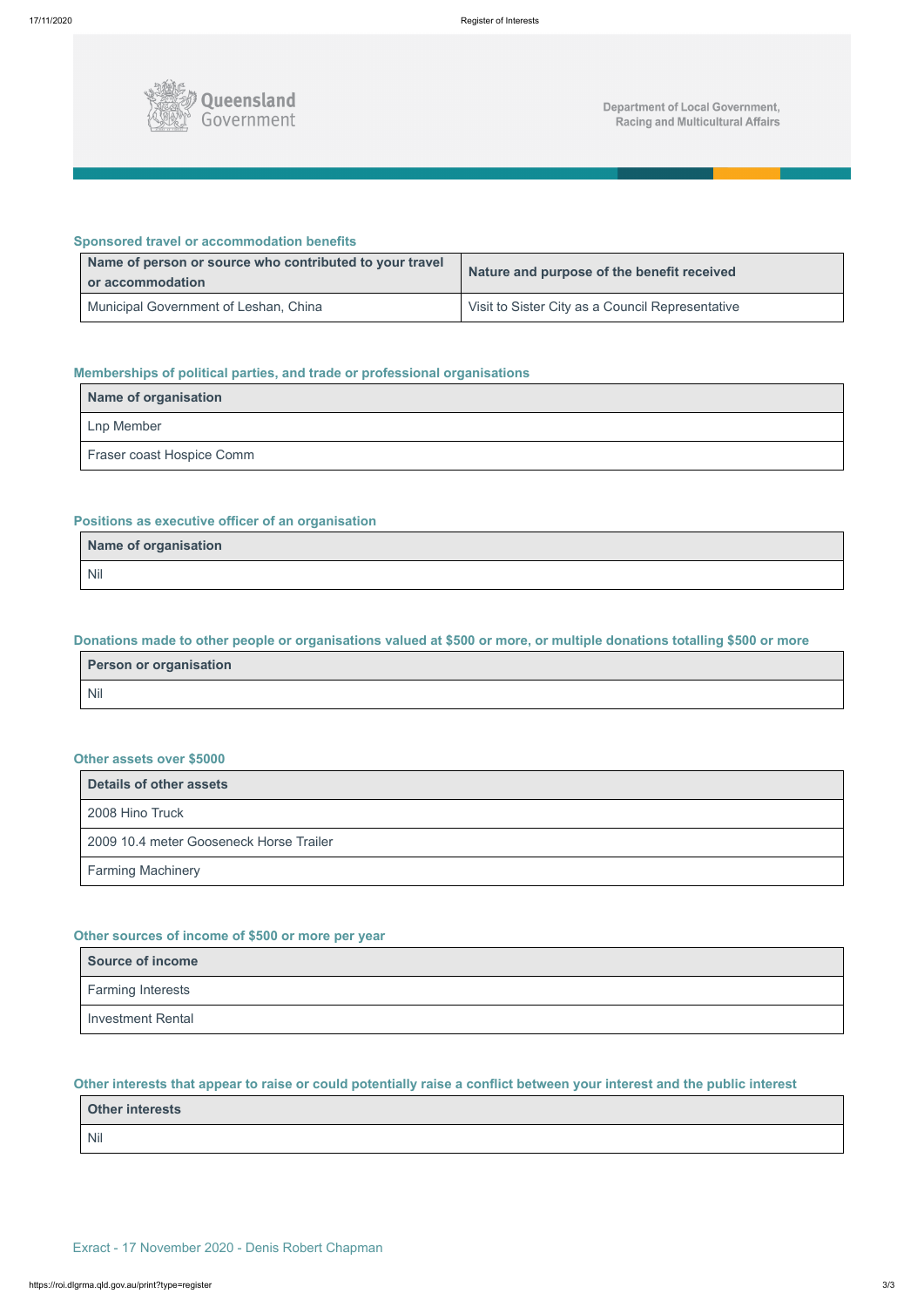Queensland Government

Department of Local Government, Racing and Multicultural Affairs

### Sponsored travel or accommodation benefits

| Name of person or source who contributed to your travel or accommodation | Nature and purpose of the benefit received |
|---|---|
| Municipal Government of Leshan, China | Visit to Sister City as a Council Representative |

### Memberships of political parties, and trade or professional organisations

| Name of organisation |
|---|
| Lnp Member |
| Fraser coast Hospice Comm |

### Positions as executive officer of an organisation

| Name of organisation |
|---|
| Nil |

### Donations made to other people or organisations valued at $500 or more, or multiple donations totalling $500 or more

| Person or organisation |
|---|
| Nil |

### Other assets over $5000

| Details of other assets |
|---|
| 2008 Hino Truck |
| 2009 10.4 meter Gooseneck Horse Trailer |
| Farming Machinery |

### Other sources of income of $500 or more per year

| Source of income |
|---|
| Farming Interests |
| Investment Rental |

### Other interests that appear to raise or could potentially raise a conflict between your interest and the public interest

| Other interests |
|---|
| Nil |

Exract - 17 November 2020 - Denis Robert Chapman